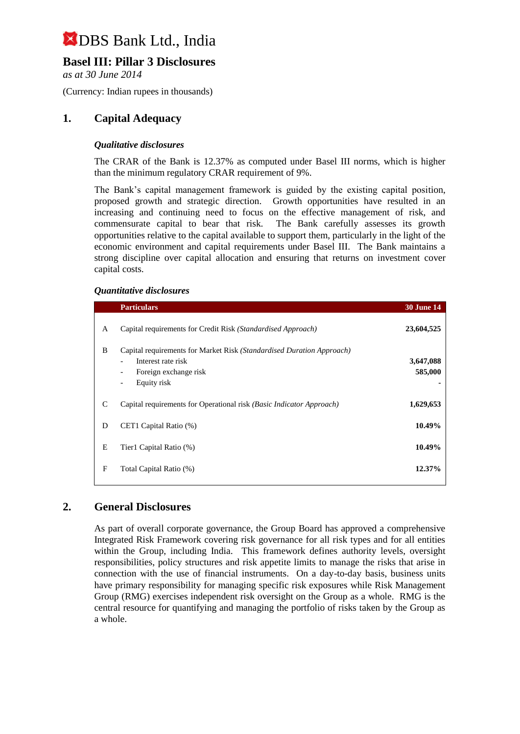# DBS Bank Ltd., India

## Basel III: Pillar 3 Disclosures

*as at 30 June 2014*

(Currency: Indian rupees in thousands)

## 1. Capital Adequacy

### *Qualitative disclosures*

The CRAR of the Bank is 12.37% as computed under Basel III norms, which is higher than the minimum regulatory CRAR requirement of 9%.

The Bank's capital management framework is guided by the existing capital position, proposed growth and strategic direction. Growth opportunities have resulted in an increasing and continuing need to focus on the effective management of risk, and commensurate capital to bear that risk. The Bank carefully assesses its growth opportunities relative to the capital available to support them, particularly in the light of the economic environment and capital requirements under Basel III. The Bank maintains a strong discipline over capital allocation and ensuring that returns on investment cover capital costs.

### *Quantitative disclosures*

| | Particulars | 30 June 14 |
|---|---|---|
| A | Capital requirements for Credit Risk *(Standardised Approach)* | **23,604,525** |
| B | Capital requirements for Market Risk *(Standardised Duration Approach)* | |
| | - Interest rate risk | **3,647,088** |
| | - Foreign exchange risk | **585,000** |
| | - Equity risk | **-** |
| C | Capital requirements for Operational risk *(Basic Indicator Approach)* | **1,629,653** |
| D | CET1 Capital Ratio (%) | **10.49%** |
| E | Tier1 Capital Ratio (%) | **10.49%** |
| F | Total Capital Ratio (%) | **12.37%** |

## 2. General Disclosures

As part of overall corporate governance, the Group Board has approved a comprehensive Integrated Risk Framework covering risk governance for all risk types and for all entities within the Group, including India. This framework defines authority levels, oversight responsibilities, policy structures and risk appetite limits to manage the risks that arise in connection with the use of financial instruments. On a day-to-day basis, business units have primary responsibility for managing specific risk exposures while Risk Management Group (RMG) exercises independent risk oversight on the Group as a whole. RMG is the central resource for quantifying and managing the portfolio of risks taken by the Group as a whole.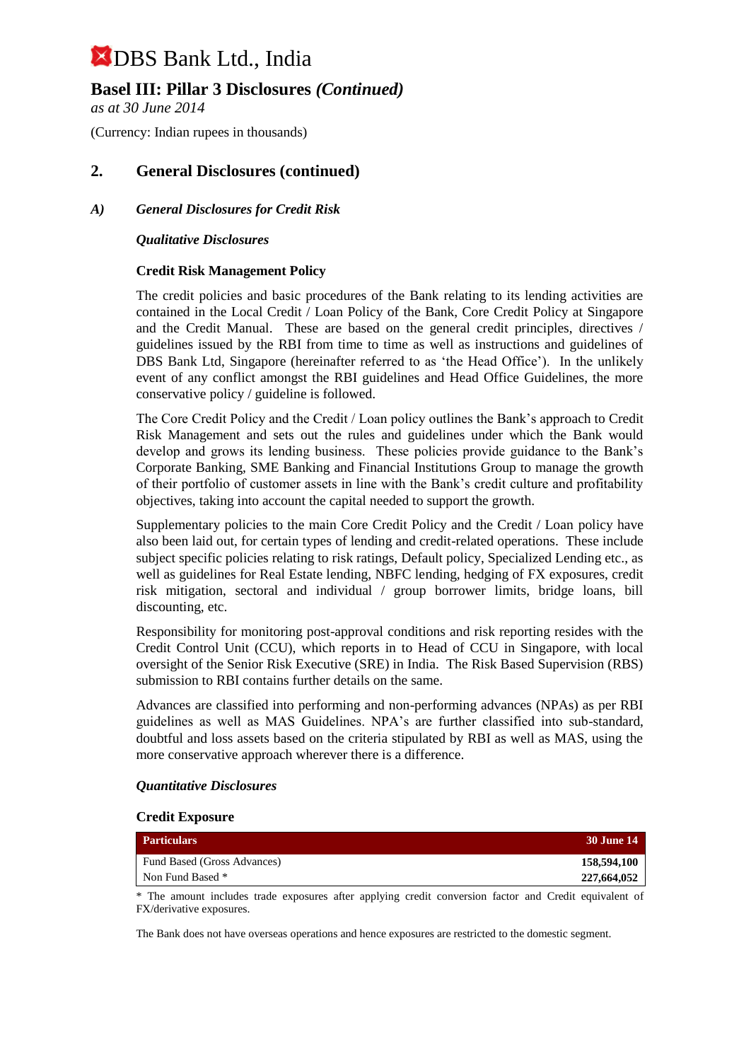# DBS Bank Ltd., India

## Basel III: Pillar 3 Disclosures *(Continued)*

*as at 30 June 2014*

(Currency: Indian rupees in thousands)

## 2. General Disclosures (continued)

### *A) General Disclosures for Credit Risk*

***Qualitative Disclosures***

**Credit Risk Management Policy**

The credit policies and basic procedures of the Bank relating to its lending activities are contained in the Local Credit / Loan Policy of the Bank, Core Credit Policy at Singapore and the Credit Manual. These are based on the general credit principles, directives / guidelines issued by the RBI from time to time as well as instructions and guidelines of DBS Bank Ltd, Singapore (hereinafter referred to as 'the Head Office'). In the unlikely event of any conflict amongst the RBI guidelines and Head Office Guidelines, the more conservative policy / guideline is followed.

The Core Credit Policy and the Credit / Loan policy outlines the Bank's approach to Credit Risk Management and sets out the rules and guidelines under which the Bank would develop and grows its lending business. These policies provide guidance to the Bank's Corporate Banking, SME Banking and Financial Institutions Group to manage the growth of their portfolio of customer assets in line with the Bank's credit culture and profitability objectives, taking into account the capital needed to support the growth.

Supplementary policies to the main Core Credit Policy and the Credit / Loan policy have also been laid out, for certain types of lending and credit-related operations. These include subject specific policies relating to risk ratings, Default policy, Specialized Lending etc., as well as guidelines for Real Estate lending, NBFC lending, hedging of FX exposures, credit risk mitigation, sectoral and individual / group borrower limits, bridge loans, bill discounting, etc.

Responsibility for monitoring post-approval conditions and risk reporting resides with the Credit Control Unit (CCU), which reports in to Head of CCU in Singapore, with local oversight of the Senior Risk Executive (SRE) in India. The Risk Based Supervision (RBS) submission to RBI contains further details on the same.

Advances are classified into performing and non-performing advances (NPAs) as per RBI guidelines as well as MAS Guidelines. NPA's are further classified into sub-standard, doubtful and loss assets based on the criteria stipulated by RBI as well as MAS, using the more conservative approach wherever there is a difference.

***Quantitative Disclosures***

**Credit Exposure**

| Particulars | 30 June 14 |
|---|---|
| Fund Based (Gross Advances) | **158,594,100** |
| Non Fund Based * | **227,664,052** |

* The amount includes trade exposures after applying credit conversion factor and Credit equivalent of FX/derivative exposures.

The Bank does not have overseas operations and hence exposures are restricted to the domestic segment.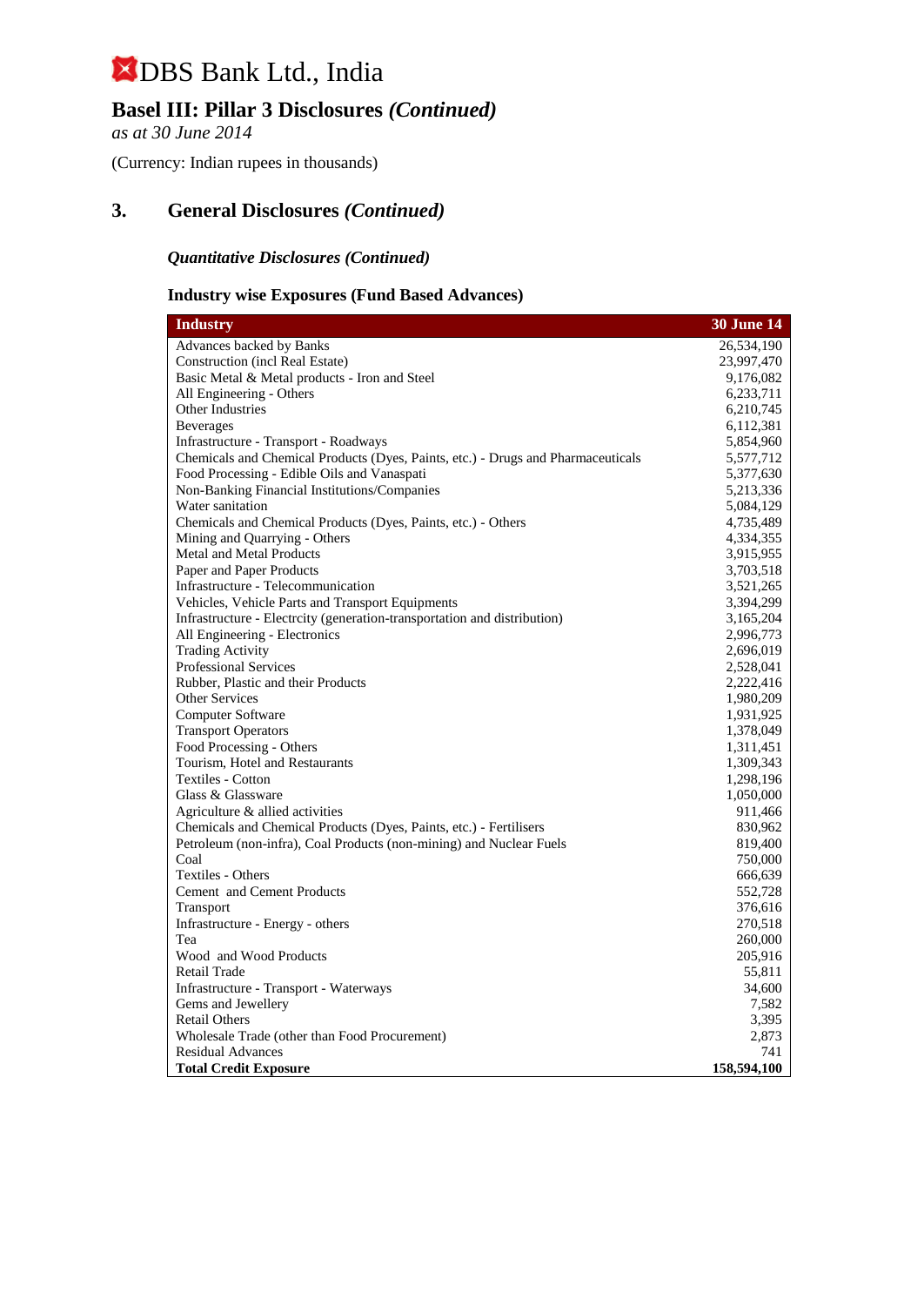# DBS Bank Ltd., India

## Basel III: Pillar 3 Disclosures *(Continued)*

*as at 30 June 2014*

(Currency: Indian rupees in thousands)

## 3. General Disclosures *(Continued)*

### *Quantitative Disclosures (Continued)*

### Industry wise Exposures (Fund Based Advances)

| Industry | 30 June 14 |
|---|---|
| Advances backed by Banks | 26,534,190 |
| Construction (incl Real Estate) | 23,997,470 |
| Basic Metal & Metal products - Iron and Steel | 9,176,082 |
| All Engineering - Others | 6,233,711 |
| Other Industries | 6,210,745 |
| Beverages | 6,112,381 |
| Infrastructure - Transport - Roadways | 5,854,960 |
| Chemicals and Chemical Products (Dyes, Paints, etc.) - Drugs and Pharmaceuticals | 5,577,712 |
| Food Processing - Edible Oils and Vanaspati | 5,377,630 |
| Non-Banking Financial Institutions/Companies | 5,213,336 |
| Water sanitation | 5,084,129 |
| Chemicals and Chemical Products (Dyes, Paints, etc.) - Others | 4,735,489 |
| Mining and Quarrying - Others | 4,334,355 |
| Metal and Metal Products | 3,915,955 |
| Paper and Paper Products | 3,703,518 |
| Infrastructure - Telecommunication | 3,521,265 |
| Vehicles, Vehicle Parts and Transport Equipments | 3,394,299 |
| Infrastructure - Electrcity (generation-transportation and distribution) | 3,165,204 |
| All Engineering - Electronics | 2,996,773 |
| Trading Activity | 2,696,019 |
| Professional Services | 2,528,041 |
| Rubber, Plastic and their Products | 2,222,416 |
| Other Services | 1,980,209 |
| Computer Software | 1,931,925 |
| Transport Operators | 1,378,049 |
| Food Processing - Others | 1,311,451 |
| Tourism, Hotel and Restaurants | 1,309,343 |
| Textiles - Cotton | 1,298,196 |
| Glass & Glassware | 1,050,000 |
| Agriculture & allied activities | 911,466 |
| Chemicals and Chemical Products (Dyes, Paints, etc.) - Fertilisers | 830,962 |
| Petroleum (non-infra), Coal Products (non-mining) and Nuclear Fuels | 819,400 |
| Coal | 750,000 |
| Textiles - Others | 666,639 |
| Cement and Cement Products | 552,728 |
| Transport | 376,616 |
| Infrastructure - Energy - others | 270,518 |
| Tea | 260,000 |
| Wood and Wood Products | 205,916 |
| Retail Trade | 55,811 |
| Infrastructure - Transport - Waterways | 34,600 |
| Gems and Jewellery | 7,582 |
| Retail Others | 3,395 |
| Wholesale Trade (other than Food Procurement) | 2,873 |
| Residual Advances | 741 |
| **Total Credit Exposure** | **158,594,100** |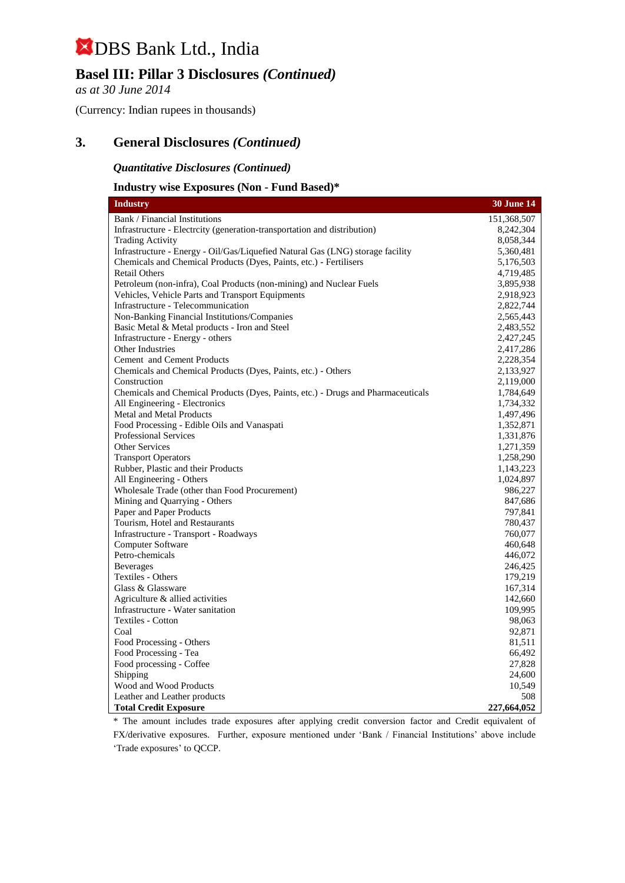# DBS Bank Ltd., India

## Basel III: Pillar 3 Disclosures *(Continued)*

*as at 30 June 2014*

(Currency: Indian rupees in thousands)

## 3. General Disclosures *(Continued)*

### *Quantitative Disclosures (Continued)*

### Industry wise Exposures (Non - Fund Based)*

| Industry | 30 June 14 |
|---|---:|
| Bank / Financial Institutions | 151,368,507 |
| Infrastructure - Electrcity (generation-transportation and distribution) | 8,242,304 |
| Trading Activity | 8,058,344 |
| Infrastructure - Energy - Oil/Gas/Liquefied Natural Gas (LNG) storage facility | 5,360,481 |
| Chemicals and Chemical Products (Dyes, Paints, etc.) - Fertilisers | 5,176,503 |
| Retail Others | 4,719,485 |
| Petroleum (non-infra), Coal Products (non-mining) and Nuclear Fuels | 3,895,938 |
| Vehicles, Vehicle Parts and Transport Equipments | 2,918,923 |
| Infrastructure - Telecommunication | 2,822,744 |
| Non-Banking Financial Institutions/Companies | 2,565,443 |
| Basic Metal & Metal products - Iron and Steel | 2,483,552 |
| Infrastructure - Energy - others | 2,427,245 |
| Other Industries | 2,417,286 |
| Cement and Cement Products | 2,228,354 |
| Chemicals and Chemical Products (Dyes, Paints, etc.) - Others | 2,133,927 |
| Construction | 2,119,000 |
| Chemicals and Chemical Products (Dyes, Paints, etc.) - Drugs and Pharmaceuticals | 1,784,649 |
| All Engineering - Electronics | 1,734,332 |
| Metal and Metal Products | 1,497,496 |
| Food Processing - Edible Oils and Vanaspati | 1,352,871 |
| Professional Services | 1,331,876 |
| Other Services | 1,271,359 |
| Transport Operators | 1,258,290 |
| Rubber, Plastic and their Products | 1,143,223 |
| All Engineering - Others | 1,024,897 |
| Wholesale Trade (other than Food Procurement) | 986,227 |
| Mining and Quarrying - Others | 847,686 |
| Paper and Paper Products | 797,841 |
| Tourism, Hotel and Restaurants | 780,437 |
| Infrastructure - Transport - Roadways | 760,077 |
| Computer Software | 460,648 |
| Petro-chemicals | 446,072 |
| Beverages | 246,425 |
| Textiles - Others | 179,219 |
| Glass & Glassware | 167,314 |
| Agriculture & allied activities | 142,660 |
| Infrastructure - Water sanitation | 109,995 |
| Textiles - Cotton | 98,063 |
| Coal | 92,871 |
| Food Processing - Others | 81,511 |
| Food Processing - Tea | 66,492 |
| Food processing - Coffee | 27,828 |
| Shipping | 24,600 |
| Wood and Wood Products | 10,549 |
| Leather and Leather products | 508 |
| **Total Credit Exposure** | **227,664,052** |

* The amount includes trade exposures after applying credit conversion factor and Credit equivalent of FX/derivative exposures. Further, exposure mentioned under 'Bank / Financial Institutions' above include 'Trade exposures' to QCCP.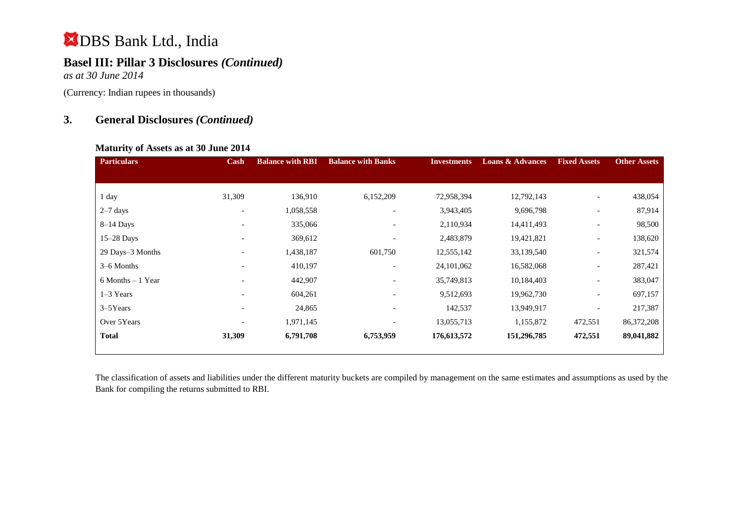# DBS Bank Ltd., India

## Basel III: Pillar 3 Disclosures *(Continued)*

*as at 30 June 2014*

(Currency: Indian rupees in thousands)

## 3. General Disclosures *(Continued)*

### Maturity of Assets as at 30 June 2014

| Particulars | Cash | Balance with RBI | Balance with Banks | Investments | Loans & Advances | Fixed Assets | Other Assets |
|---|---|---|---|---|---|---|---|
| 1 day | 31,309 | 136,910 | 6,152,209 | 72,958,394 | 12,792,143 | - | 438,054 |
| 2–7 days | - | 1,058,558 | - | 3,943,405 | 9,696,798 | - | 87,914 |
| 8–14 Days | - | 335,066 | - | 2,110,934 | 14,411,493 | - | 98,500 |
| 15–28 Days | - | 369,612 | - | 2,483,879 | 19,421,821 | - | 138,620 |
| 29 Days–3 Months | - | 1,438,187 | 601,750 | 12,555,142 | 33,139,540 | - | 321,574 |
| 3–6 Months | - | 410,197 | - | 24,101,062 | 16,582,068 | - | 287,421 |
| 6 Months – 1 Year | - | 442,907 | - | 35,749,813 | 10,184,403 | - | 383,047 |
| 1–3 Years | - | 604,261 | - | 9,512,693 | 19,962,730 | - | 697,157 |
| 3–5Years | - | 24,865 | - | 142,537 | 13,949,917 | - | 217,387 |
| Over 5Years | - | 1,971,145 | - | 13,055,713 | 1,155,872 | 472,551 | 86,372,208 |
| **Total** | **31,309** | **6,791,708** | **6,753,959** | **176,613,572** | **151,296,785** | **472,551** | **89,041,882** |

The classification of assets and liabilities under the different maturity buckets are compiled by management on the same estimates and assumptions as used by the Bank for compiling the returns submitted to RBI.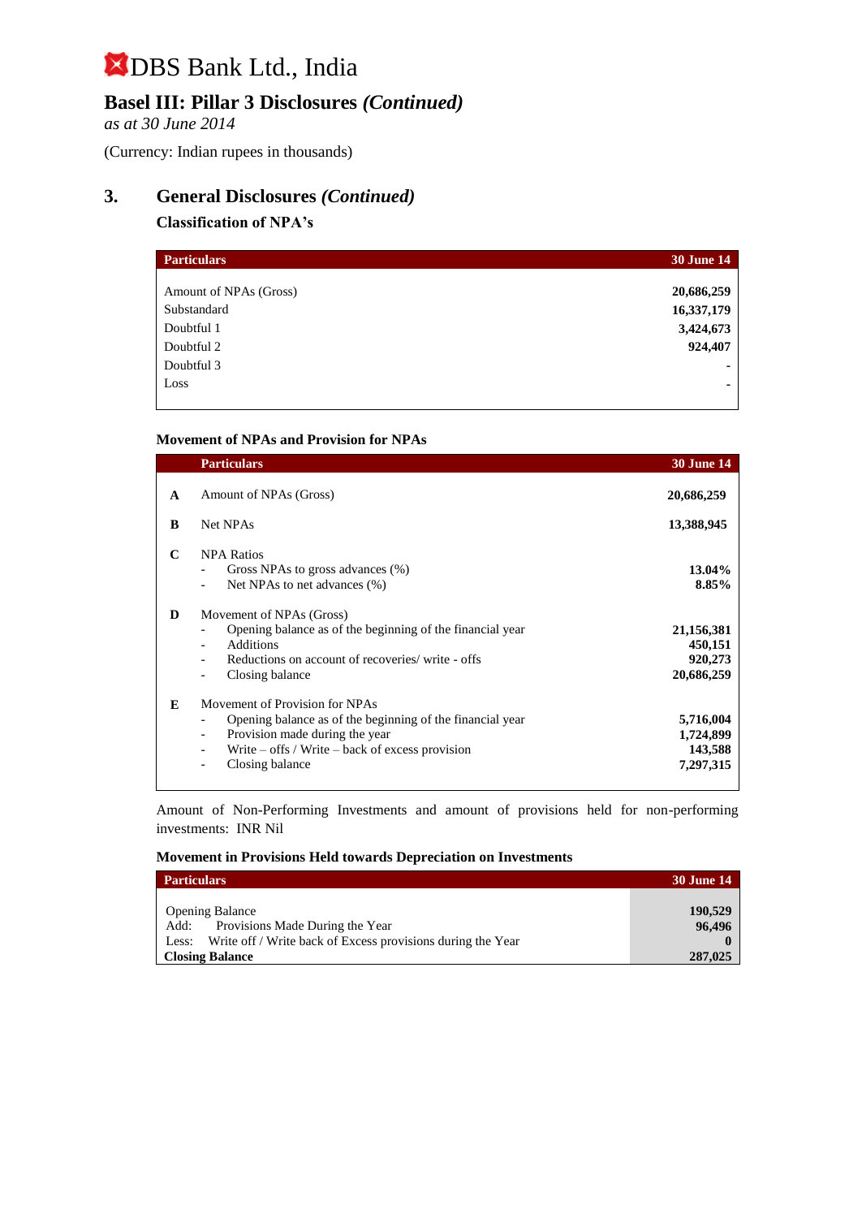# DBS Bank Ltd., India

## Basel III: Pillar 3 Disclosures *(Continued)*

*as at 30 June 2014*

(Currency: Indian rupees in thousands)

## 3. General Disclosures *(Continued)*

### Classification of NPA's

| Particulars | 30 June 14 |
|---|---|
| Amount of NPAs (Gross) | **20,686,259** |
| Substandard | **16,337,179** |
| Doubtful 1 | **3,424,673** |
| Doubtful 2 | **924,407** |
| Doubtful 3 | **-** |
| Loss | **-** |

### Movement of NPAs and Provision for NPAs

| | Particulars | 30 June 14 |
|---|---|---|
| **A** | Amount of NPAs (Gross) | **20,686,259** |
| **B** | Net NPAs | **13,388,945** |
| **C** | NPA Ratios | |
| | - Gross NPAs to gross advances (%) | **13.04%** |
| | - Net NPAs to net advances (%) | **8.85%** |
| **D** | Movement of NPAs (Gross) | |
| | - Opening balance as of the beginning of the financial year | **21,156,381** |
| | - Additions | **450,151** |
| | - Reductions on account of recoveries/ write - offs | **920,273** |
| | - Closing balance | **20,686,259** |
| **E** | Movement of Provision for NPAs | |
| | - Opening balance as of the beginning of the financial year | **5,716,004** |
| | - Provision made during the year | **1,724,899** |
| | - Write – offs / Write – back of excess provision | **143,588** |
| | - Closing balance | **7,297,315** |

Amount of Non-Performing Investments and amount of provisions held for non-performing investments: INR Nil

### Movement in Provisions Held towards Depreciation on Investments

| Particulars | 30 June 14 |
|---|---|
| Opening Balance | **190,529** |
| Add: Provisions Made During the Year | **96,496** |
| Less: Write off / Write back of Excess provisions during the Year | **0** |
| **Closing Balance** | **287,025** |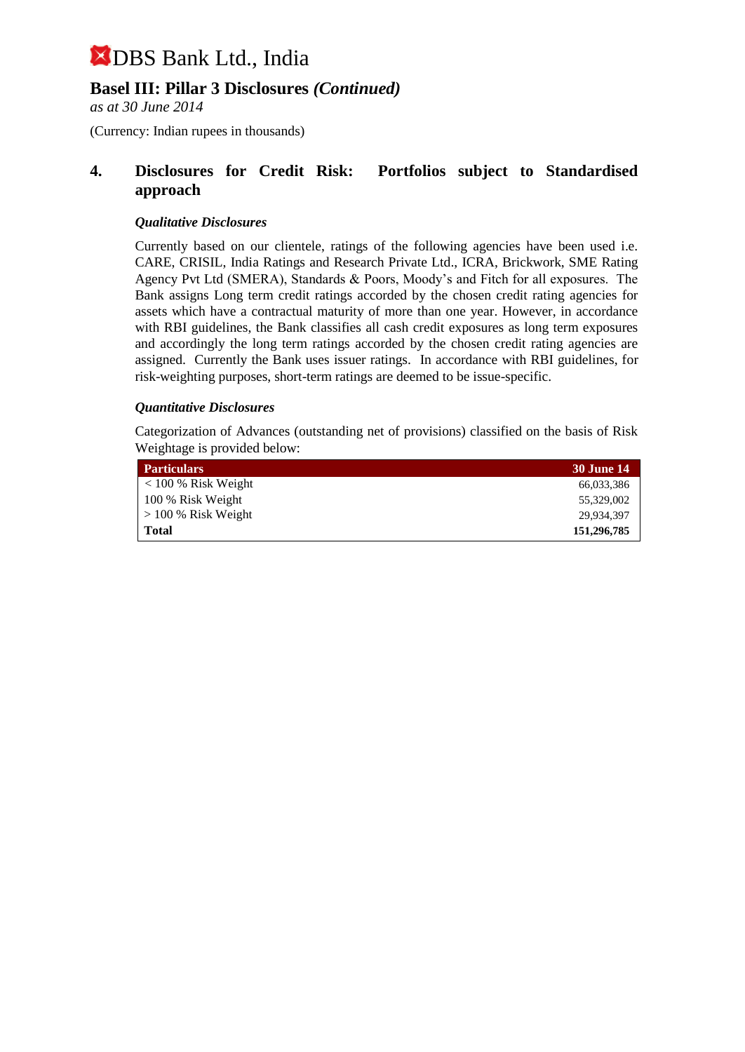# DBS Bank Ltd., India

## Basel III: Pillar 3 Disclosures *(Continued)*

*as at 30 June 2014*

(Currency: Indian rupees in thousands)

## 4. Disclosures for Credit Risk: Portfolios subject to Standardised approach

***Qualitative Disclosures***

Currently based on our clientele, ratings of the following agencies have been used i.e. CARE, CRISIL, India Ratings and Research Private Ltd., ICRA, Brickwork, SME Rating Agency Pvt Ltd (SMERA), Standards & Poors, Moody's and Fitch for all exposures. The Bank assigns Long term credit ratings accorded by the chosen credit rating agencies for assets which have a contractual maturity of more than one year. However, in accordance with RBI guidelines, the Bank classifies all cash credit exposures as long term exposures and accordingly the long term ratings accorded by the chosen credit rating agencies are assigned. Currently the Bank uses issuer ratings. In accordance with RBI guidelines, for risk-weighting purposes, short-term ratings are deemed to be issue-specific.

***Quantitative Disclosures***

Categorization of Advances (outstanding net of provisions) classified on the basis of Risk Weightage is provided below:

| Particulars | 30 June 14 |
|---|---|
| < 100 % Risk Weight | 66,033,386 |
| 100 % Risk Weight | 55,329,002 |
| > 100 % Risk Weight | 29,934,397 |
| **Total** | **151,296,785** |